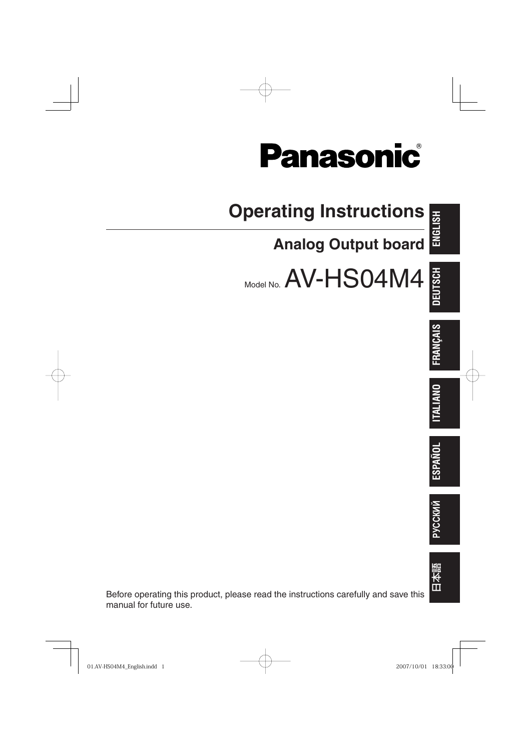# Panasonic®

# Operating Instructions

## Analog Output board

Model No. AV-HS04M4

ENGLISH

DEUTSCH

FRANÇAIS

ITALIANO

ESPAÑOL

РУССКИЙ

日本語

Before operating this product, please read the instructions carefully and save this manual for future use.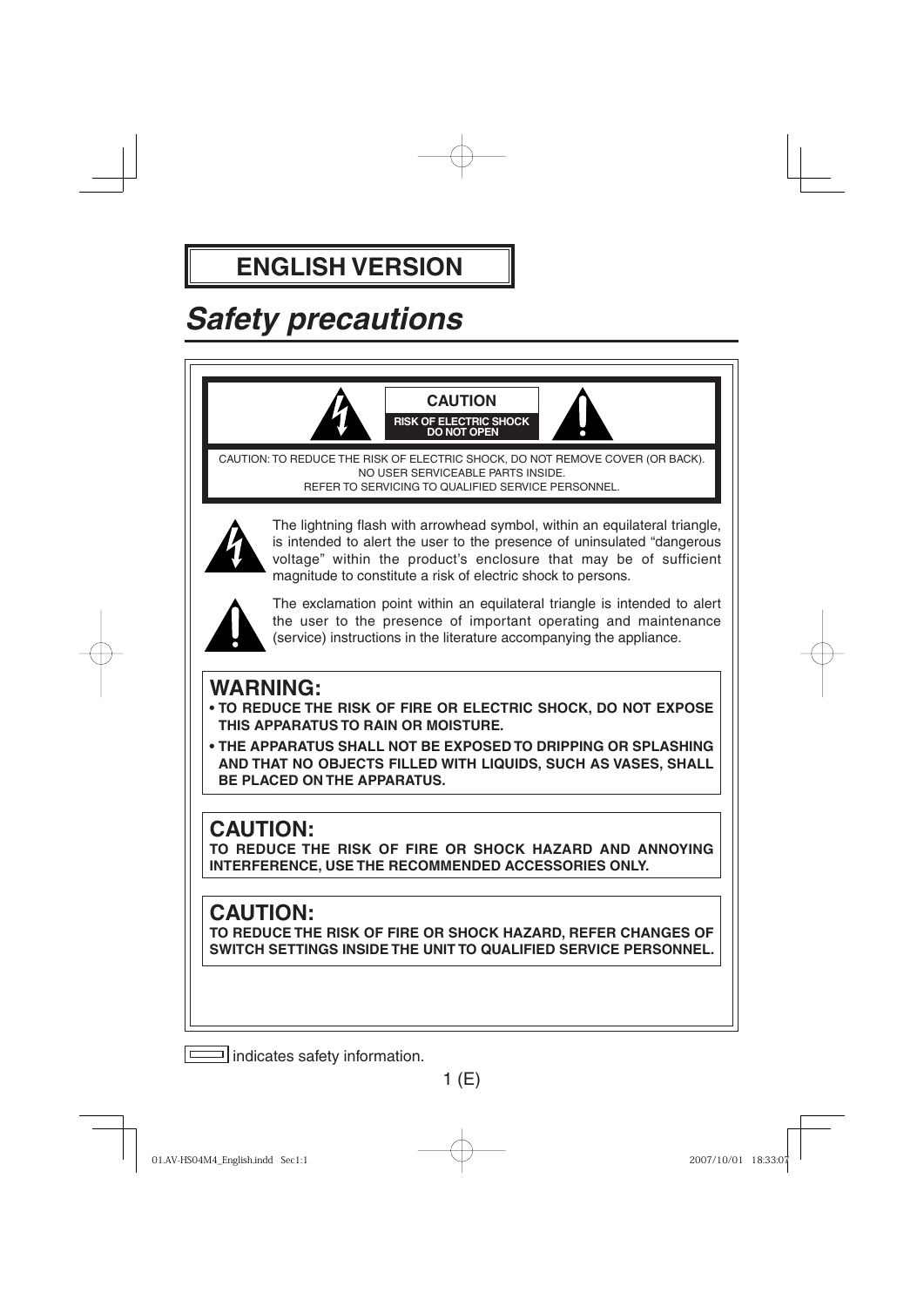# ENGLISH VERSION

## *Safety precautions*

**CAUTION**

**RISK OF ELECTRIC SHOCK DO NOT OPEN**

CAUTION: TO REDUCE THE RISK OF ELECTRIC SHOCK, DO NOT REMOVE COVER (OR BACK).
NO USER SERVICEABLE PARTS INSIDE.
REFER TO SERVICING TO QUALIFIED SERVICE PERSONNEL.

The lightning flash with arrowhead symbol, within an equilateral triangle, is intended to alert the user to the presence of uninsulated "dangerous voltage" within the product's enclosure that may be of sufficient magnitude to constitute a risk of electric shock to persons.

The exclamation point within an equilateral triangle is intended to alert the user to the presence of important operating and maintenance (service) instructions in the literature accompanying the appliance.

### WARNING:

- **TO REDUCE THE RISK OF FIRE OR ELECTRIC SHOCK, DO NOT EXPOSE THIS APPARATUS TO RAIN OR MOISTURE.**
- **THE APPARATUS SHALL NOT BE EXPOSED TO DRIPPING OR SPLASHING AND THAT NO OBJECTS FILLED WITH LIQUIDS, SUCH AS VASES, SHALL BE PLACED ON THE APPARATUS.**

### CAUTION:

**TO REDUCE THE RISK OF FIRE OR SHOCK HAZARD AND ANNOYING INTERFERENCE, USE THE RECOMMENDED ACCESSORIES ONLY.**

### CAUTION:

**TO REDUCE THE RISK OF FIRE OR SHOCK HAZARD, REFER CHANGES OF SWITCH SETTINGS INSIDE THE UNIT TO QUALIFIED SERVICE PERSONNEL.**

▭ indicates safety information.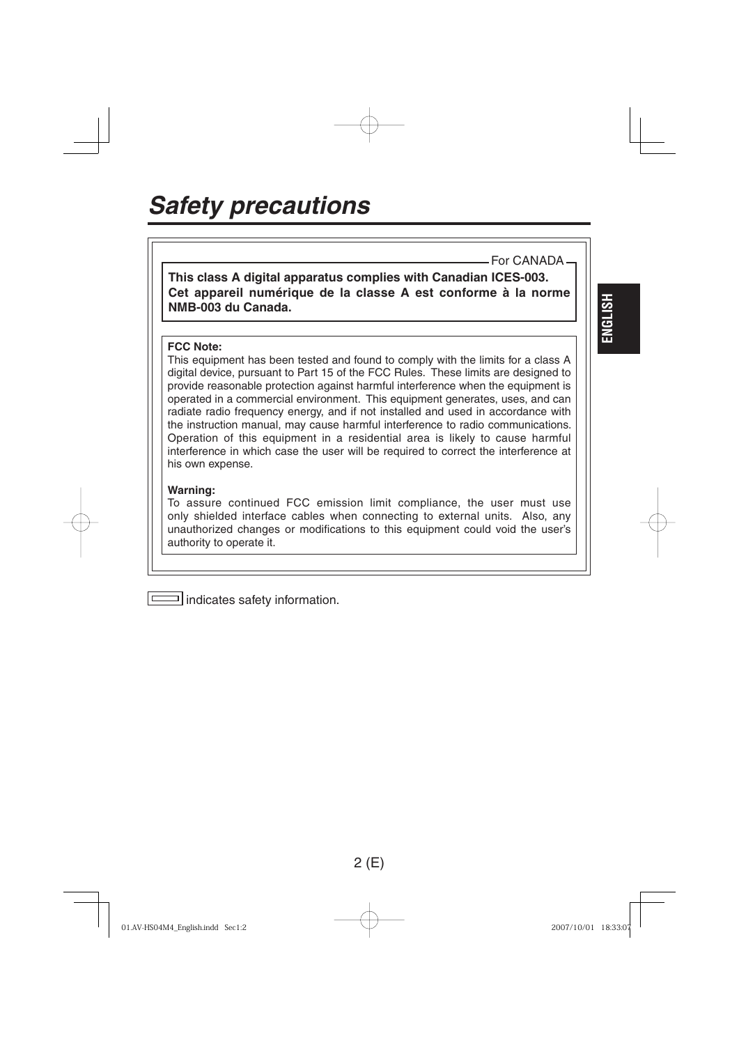# Safety precautions

For CANADA

**This class A digital apparatus complies with Canadian ICES-003.**
**Cet appareil numérique de la classe A est conforme à la norme NMB-003 du Canada.**

**FCC Note:**
This equipment has been tested and found to comply with the limits for a class A digital device, pursuant to Part 15 of the FCC Rules. These limits are designed to provide reasonable protection against harmful interference when the equipment is operated in a commercial environment. This equipment generates, uses, and can radiate radio frequency energy, and if not installed and used in accordance with the instruction manual, may cause harmful interference to radio communications. Operation of this equipment in a residential area is likely to cause harmful interference in which case the user will be required to correct the interference at his own expense.

**Warning:**
To assure continued FCC emission limit compliance, the user must use only shielded interface cables when connecting to external units. Also, any unauthorized changes or modifications to this equipment could void the user's authority to operate it.

▭ indicates safety information.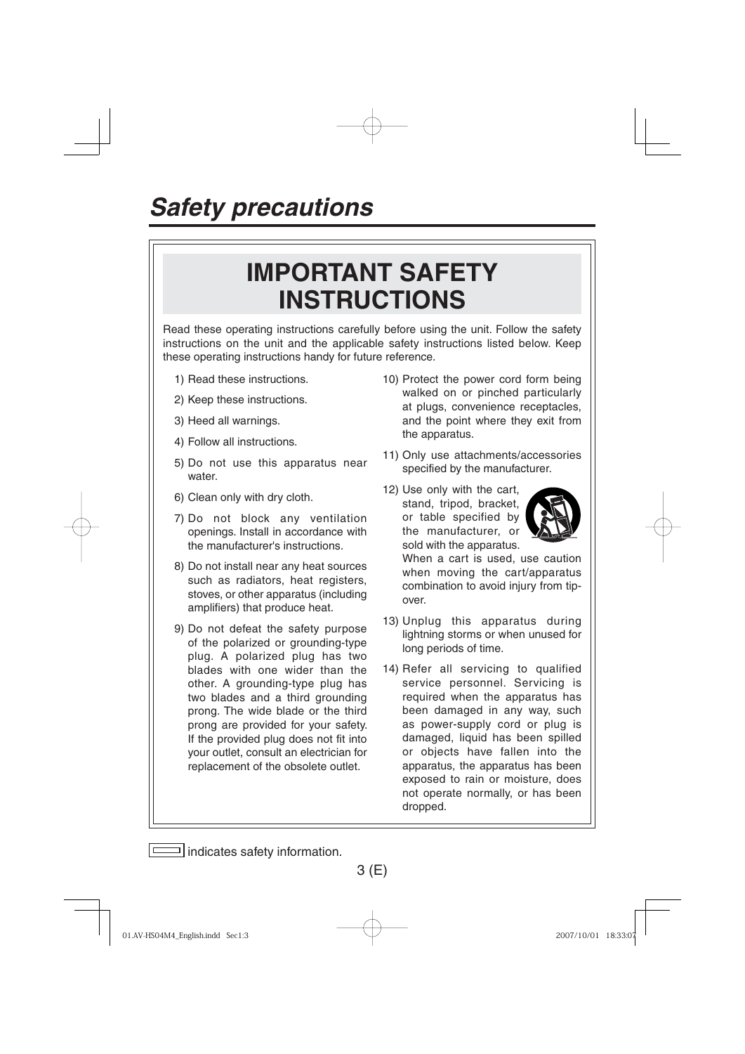# *Safety precautions*

## IMPORTANT SAFETY INSTRUCTIONS

Read these operating instructions carefully before using the unit. Follow the safety instructions on the unit and the applicable safety instructions listed below. Keep these operating instructions handy for future reference.

1) Read these instructions.
2) Keep these instructions.
3) Heed all warnings.
4) Follow all instructions.
5) Do not use this apparatus near water.
6) Clean only with dry cloth.
7) Do not block any ventilation openings. Install in accordance with the manufacturer's instructions.
8) Do not install near any heat sources such as radiators, heat registers, stoves, or other apparatus (including amplifiers) that produce heat.
9) Do not defeat the safety purpose of the polarized or grounding-type plug. A polarized plug has two blades with one wider than the other. A grounding-type plug has two blades and a third grounding prong. The wide blade or the third prong are provided for your safety. If the provided plug does not fit into your outlet, consult an electrician for replacement of the obsolete outlet.
10) Protect the power cord form being walked on or pinched particularly at plugs, convenience receptacles, and the point where they exit from the apparatus.
11) Only use attachments/accessories specified by the manufacturer.
12) Use only with the cart, stand, tripod, bracket, or table specified by the manufacturer, or sold with the apparatus. When a cart is used, use caution when moving the cart/apparatus combination to avoid injury from tip-over.
13) Unplug this apparatus during lightning storms or when unused for long periods of time.
14) Refer all servicing to qualified service personnel. Servicing is required when the apparatus has been damaged in any way, such as power-supply cord or plug is damaged, liquid has been spilled or objects have fallen into the apparatus, the apparatus has been exposed to rain or moisture, does not operate normally, or has been dropped.

▭ indicates safety information.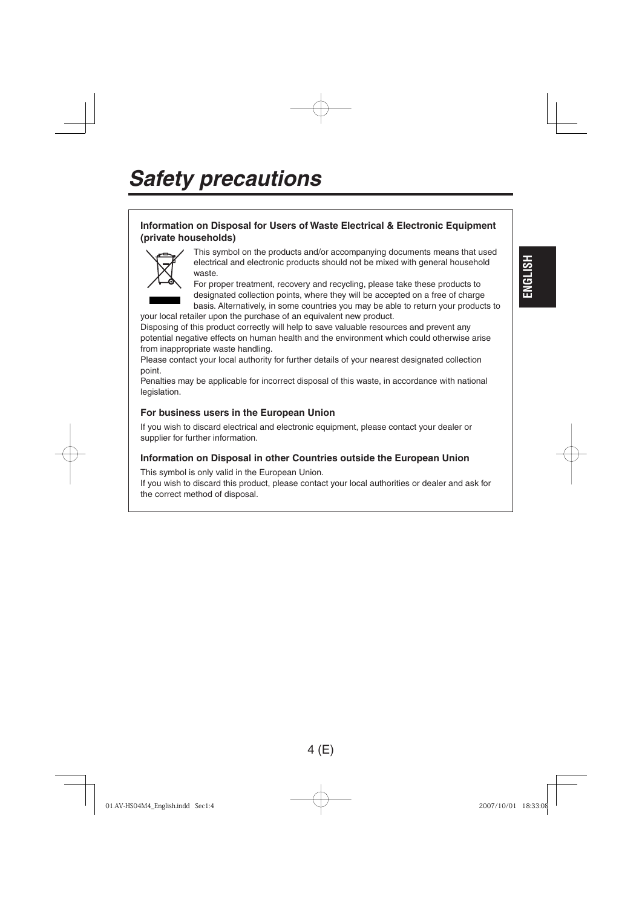# Safety precautions

**Information on Disposal for Users of Waste Electrical & Electronic Equipment (private households)**

This symbol on the products and/or accompanying documents means that used electrical and electronic products should not be mixed with general household waste.
For proper treatment, recovery and recycling, please take these products to designated collection points, where they will be accepted on a free of charge basis. Alternatively, in some countries you may be able to return your products to your local retailer upon the purchase of an equivalent new product.
Disposing of this product correctly will help to save valuable resources and prevent any potential negative effects on human health and the environment which could otherwise arise from inappropriate waste handling.
Please contact your local authority for further details of your nearest designated collection point.
Penalties may be applicable for incorrect disposal of this waste, in accordance with national legislation.

**For business users in the European Union**

If you wish to discard electrical and electronic equipment, please contact your dealer or supplier for further information.

**Information on Disposal in other Countries outside the European Union**

This symbol is only valid in the European Union.
If you wish to discard this product, please contact your local authorities or dealer and ask for the correct method of disposal.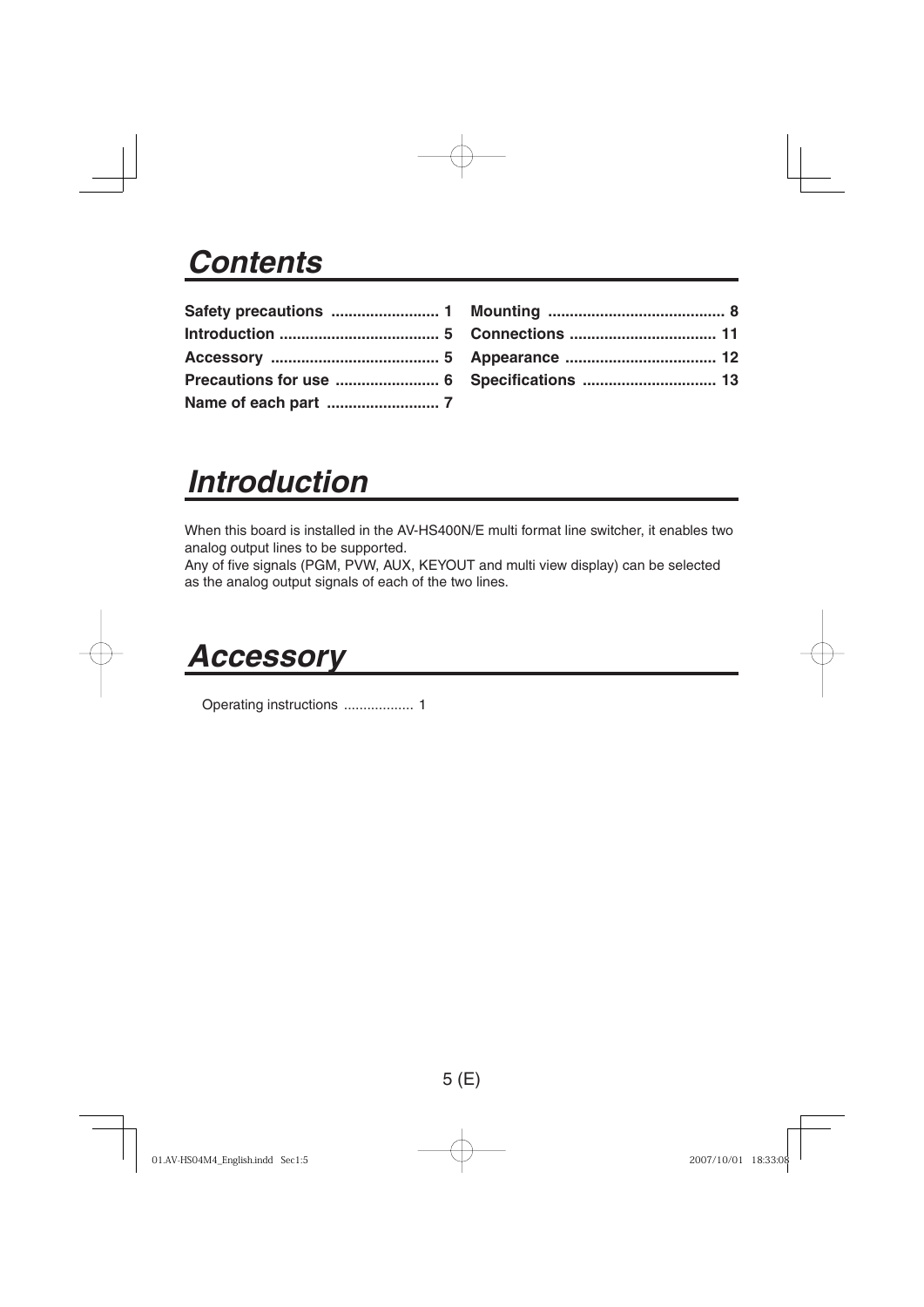# *Contents*

| | | | |
|---|---|---|---|
| **Safety precautions** | **1** | **Mounting** | **8** |
| **Introduction** | **5** | **Connections** | **11** |
| **Accessory** | **5** | **Appearance** | **12** |
| **Precautions for use** | **6** | **Specifications** | **13** |
| **Name of each part** | **7** | | |

# *Introduction*

When this board is installed in the AV-HS400N/E multi format line switcher, it enables two analog output lines to be supported.
Any of five signals (PGM, PVW, AUX, KEYOUT and multi view display) can be selected as the analog output signals of each of the two lines.

# *Accessory*

Operating instructions .................. 1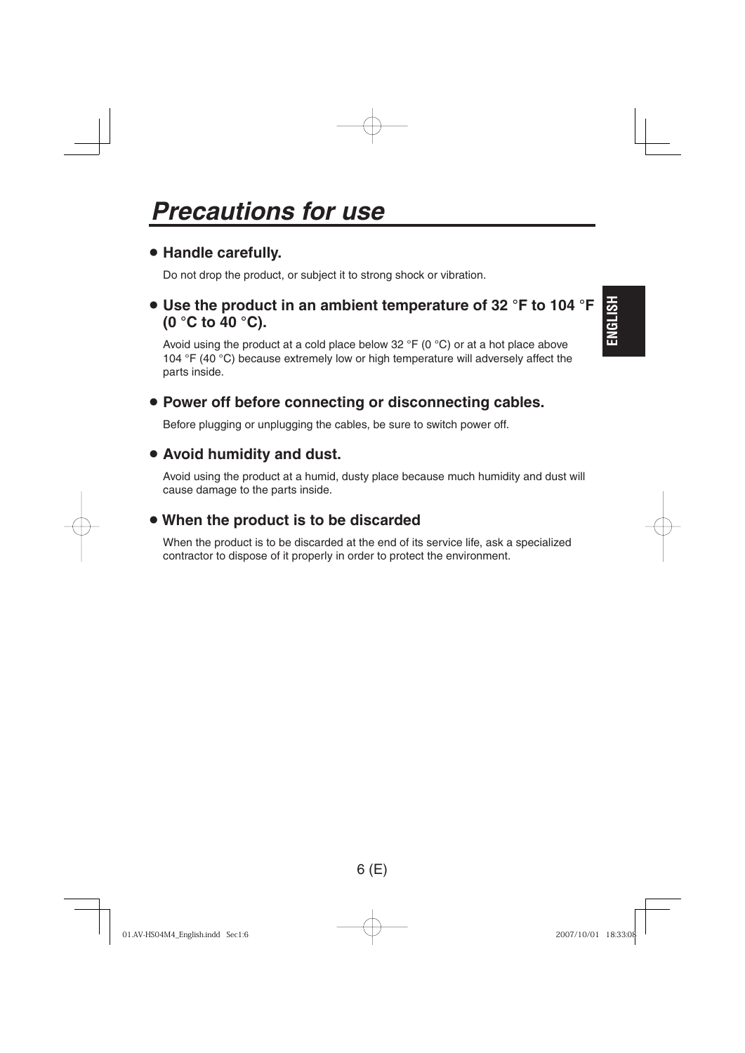# *Precautions for use*

- **Handle carefully.**

  Do not drop the product, or subject it to strong shock or vibration.

- **Use the product in an ambient temperature of 32 °F to 104 °F (0 °C to 40 °C).**

  Avoid using the product at a cold place below 32 °F (0 °C) or at a hot place above 104 °F (40 °C) because extremely low or high temperature will adversely affect the parts inside.

- **Power off before connecting or disconnecting cables.**

  Before plugging or unplugging the cables, be sure to switch power off.

- **Avoid humidity and dust.**

  Avoid using the product at a humid, dusty place because much humidity and dust will cause damage to the parts inside.

- **When the product is to be discarded**

  When the product is to be discarded at the end of its service life, ask a specialized contractor to dispose of it properly in order to protect the environment.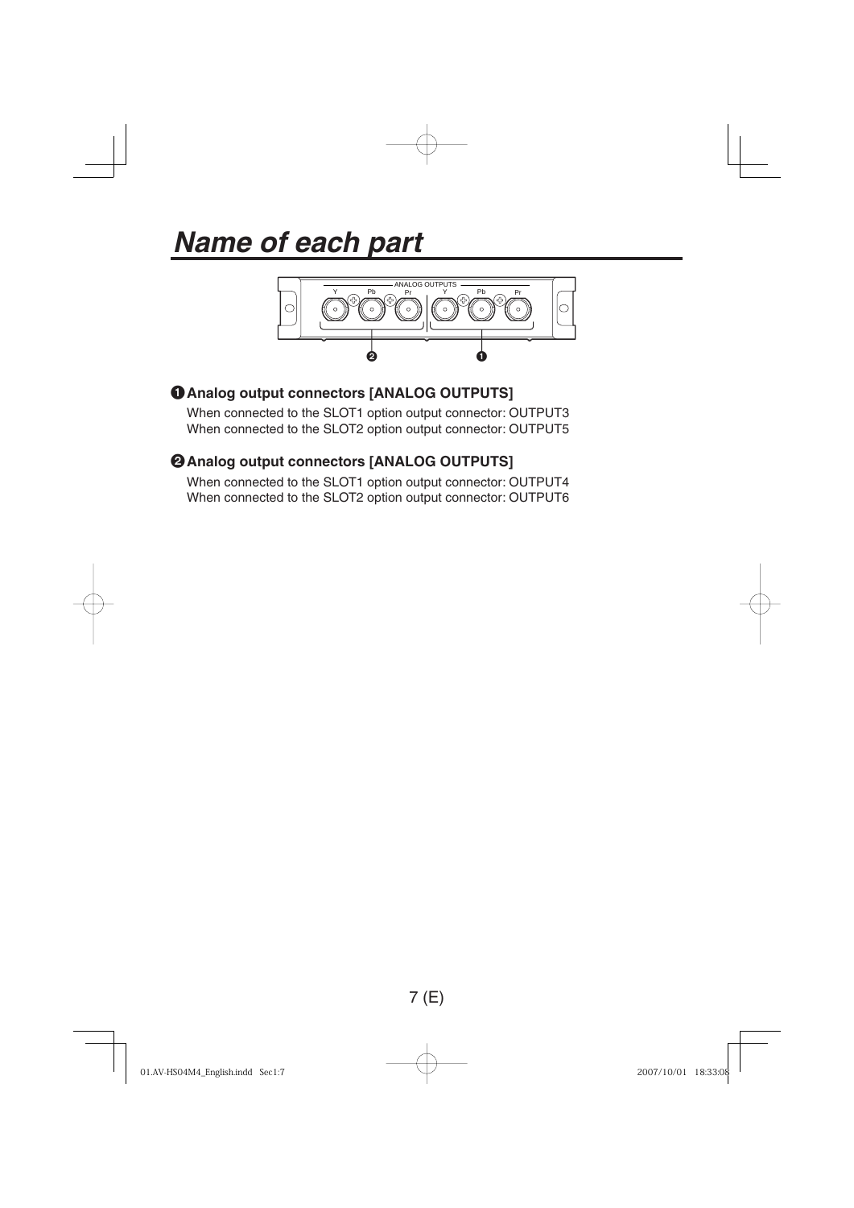# Name of each part

**❶ Analog output connectors [ANALOG OUTPUTS]**

When connected to the SLOT1 option output connector: OUTPUT3
When connected to the SLOT2 option output connector: OUTPUT5

**❷ Analog output connectors [ANALOG OUTPUTS]**

When connected to the SLOT1 option output connector: OUTPUT4
When connected to the SLOT2 option output connector: OUTPUT6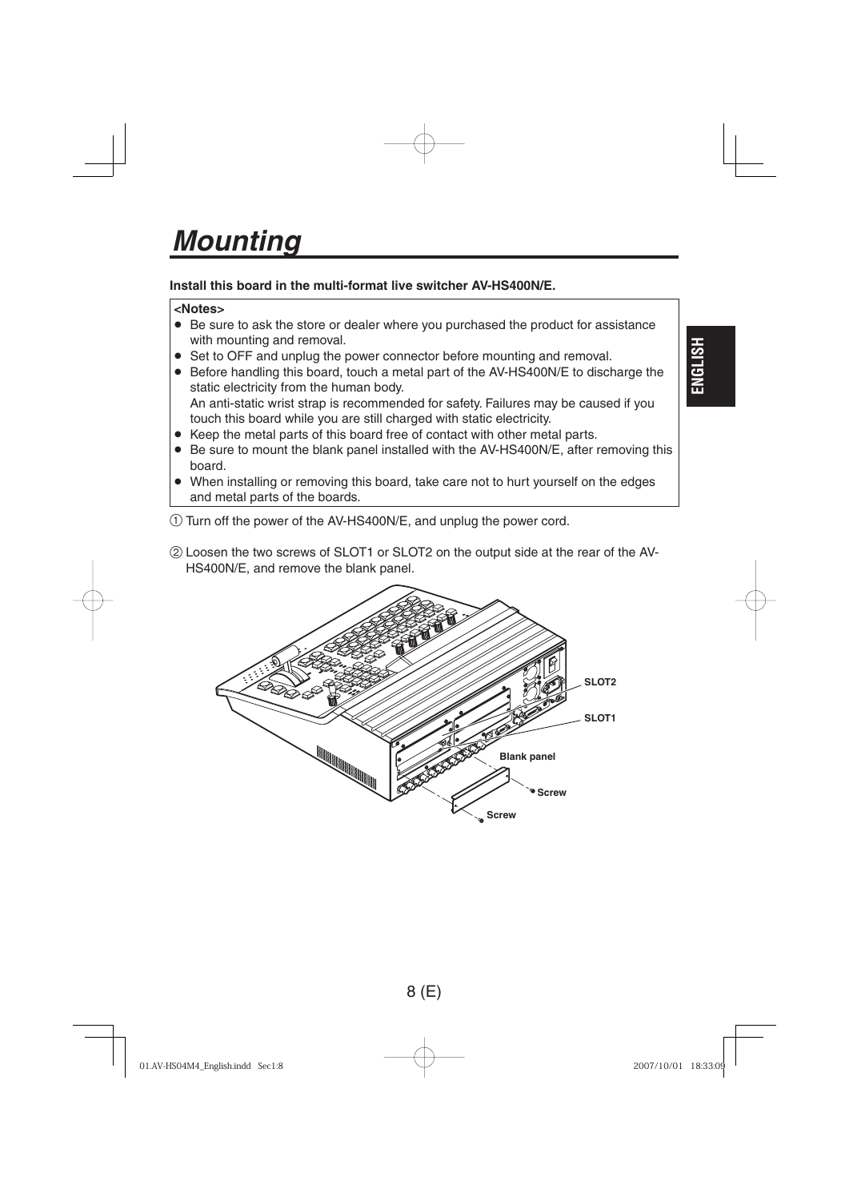# Mounting

**Install this board in the multi-format live switcher AV-HS400N/E.**

**<Notes>**

- Be sure to ask the store or dealer where you purchased the product for assistance with mounting and removal.
- Set to OFF and unplug the power connector before mounting and removal.
- Before handling this board, touch a metal part of the AV-HS400N/E to discharge the static electricity from the human body.
  An anti-static wrist strap is recommended for safety. Failures may be caused if you touch this board while you are still charged with static electricity.
- Keep the metal parts of this board free of contact with other metal parts.
- Be sure to mount the blank panel installed with the AV-HS400N/E, after removing this board.
- When installing or removing this board, take care not to hurt yourself on the edges and metal parts of the boards.

① Turn off the power of the AV-HS400N/E, and unplug the power cord.

② Loosen the two screws of SLOT1 or SLOT2 on the output side at the rear of the AV-HS400N/E, and remove the blank panel.

SLOT2

SLOT1

Blank panel

Screw

Screw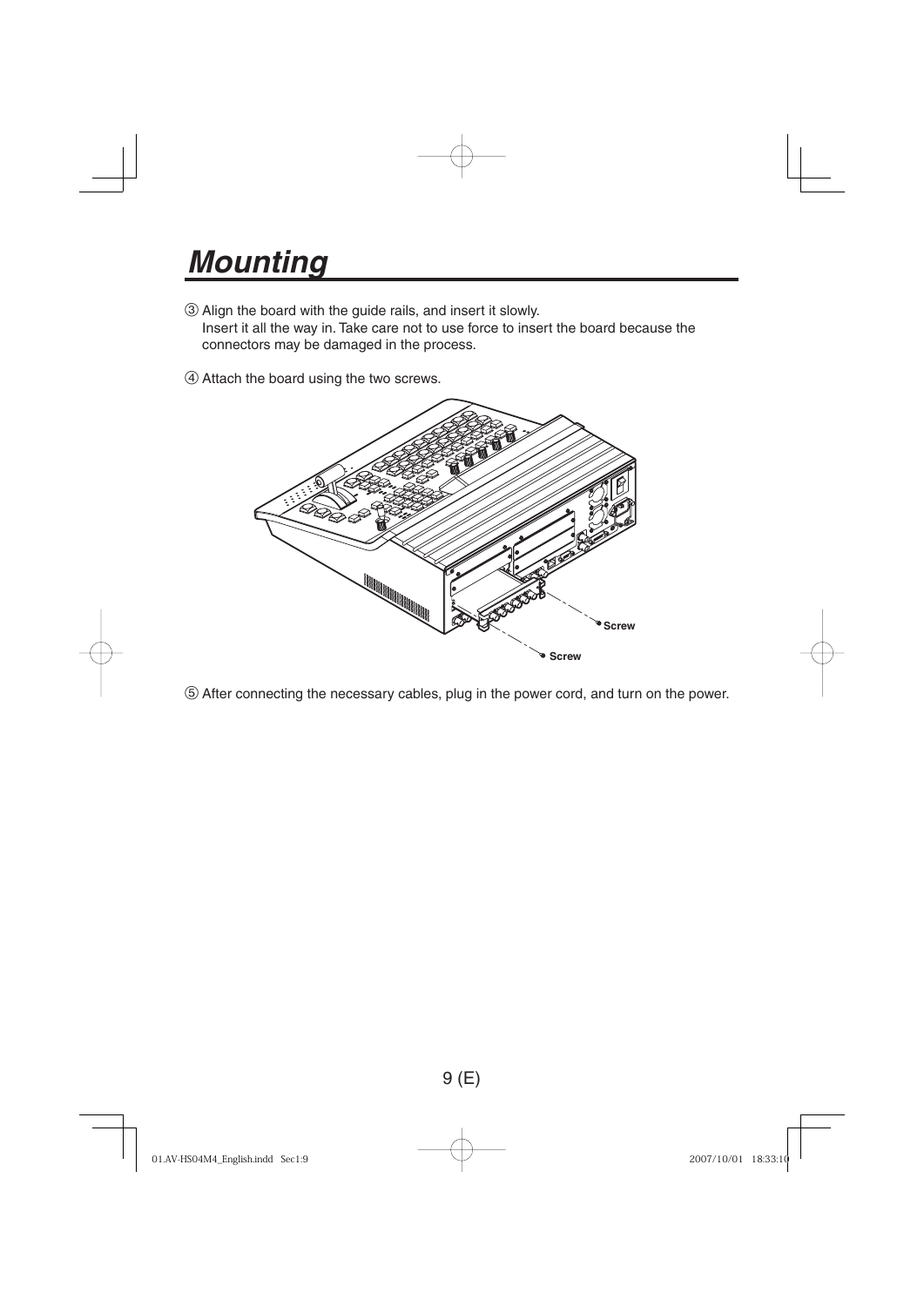# Mounting

③ Align the board with the guide rails, and insert it slowly.
Insert it all the way in. Take care not to use force to insert the board because the connectors may be damaged in the process.

④ Attach the board using the two screws.

Screw

Screw

⑤ After connecting the necessary cables, plug in the power cord, and turn on the power.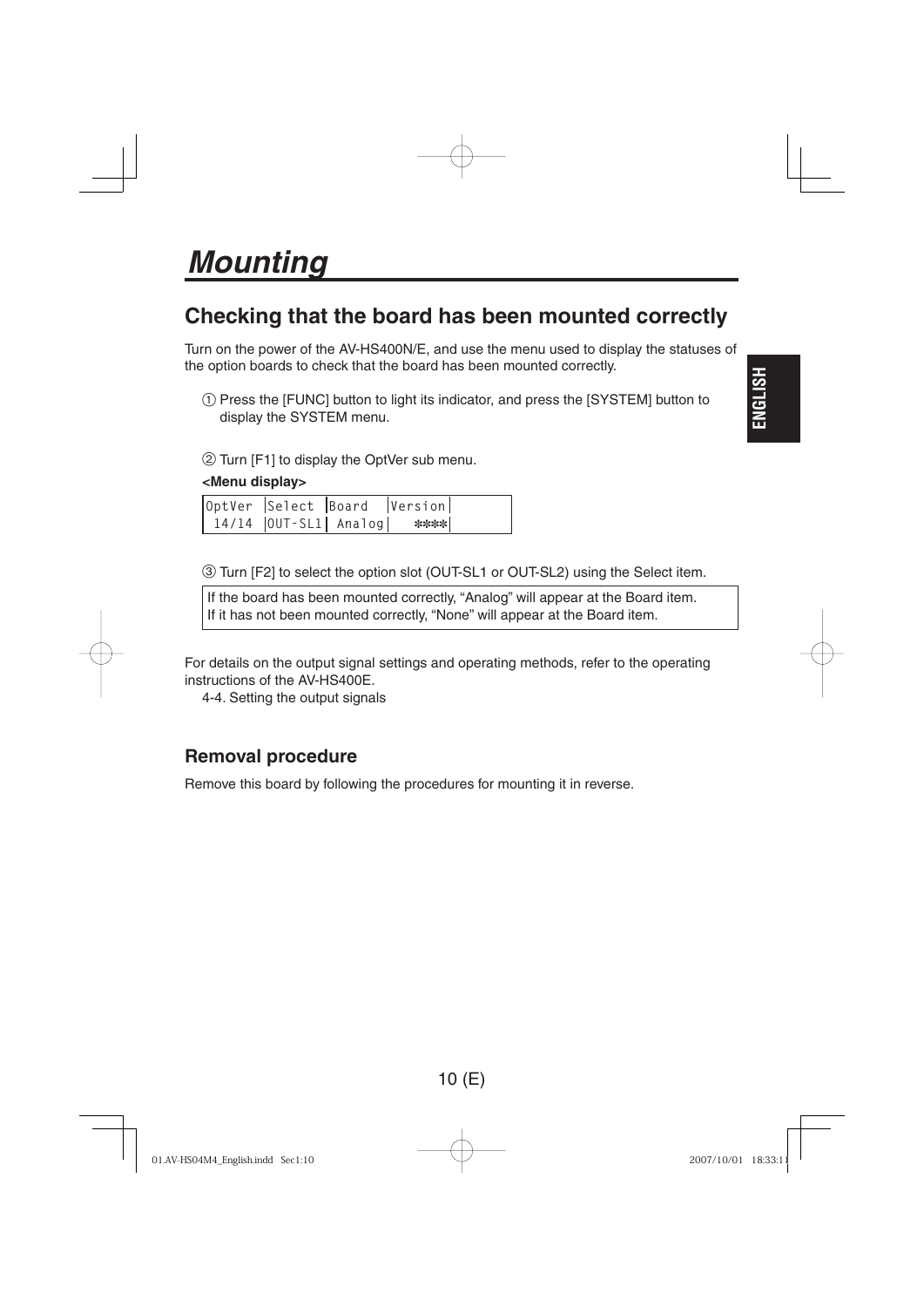# Mounting

## Checking that the board has been mounted correctly

Turn on the power of the AV-HS400N/E, and use the menu used to display the statuses of the option boards to check that the board has been mounted correctly.

① Press the [FUNC] button to light its indicator, and press the [SYSTEM] button to display the SYSTEM menu.

② Turn [F1] to display the OptVer sub menu.

**<Menu display>**

| OptVer | Select | Board | Version |
|---|---|---|---|
| 14/14 | OUT-SL1 | Analog | **** |

③ Turn [F2] to select the option slot (OUT-SL1 or OUT-SL2) using the Select item.

If the board has been mounted correctly, “Analog” will appear at the Board item.
If it has not been mounted correctly, “None” will appear at the Board item.

For details on the output signal settings and operating methods, refer to the operating instructions of the AV-HS400E.

4-4. Setting the output signals

### Removal procedure

Remove this board by following the procedures for mounting it in reverse.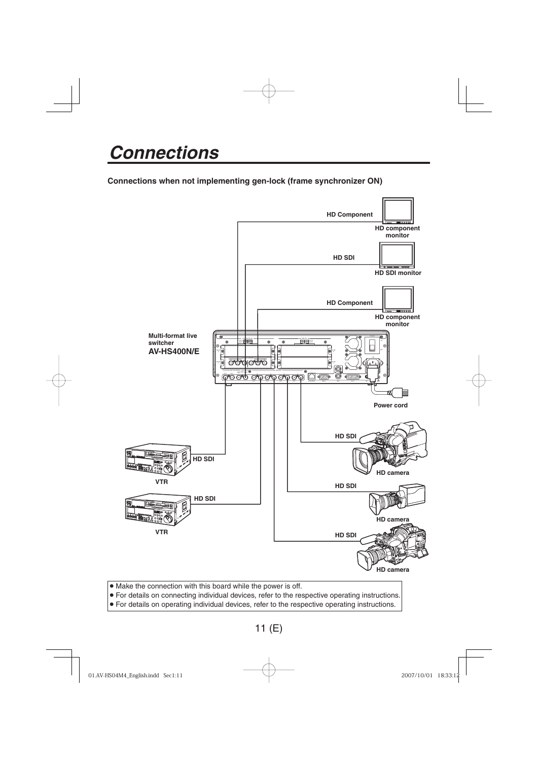# Connections

**Connections when not implementing gen-lock (frame synchronizer ON)**

HD Component

HD component monitor

HD SDI

HD SDI monitor

HD Component

HD component monitor

Multi-format live switcher
**AV-HS400N/E**

Power cord

HD SDI

HD camera

HD SDI

VTR

HD SDI

HD SDI

HD camera

VTR

HD SDI

HD camera

- Make the connection with this board while the power is off.
- For details on connecting individual devices, refer to the respective operating instructions.
- For details on operating individual devices, refer to the respective operating instructions.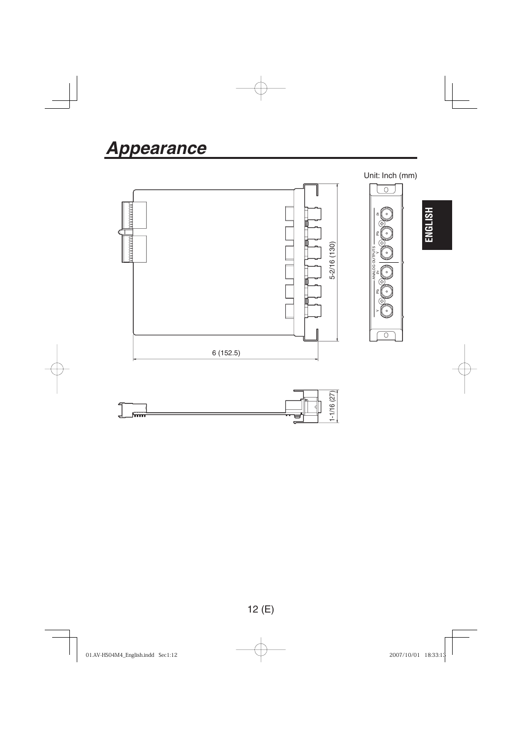# Appearance

Unit: Inch (mm)

5-2/16 (130)

6 (152.5)

1-1/16 (27)

ANALOG OUTPUTS

Y Pb Pr Y Pb Pr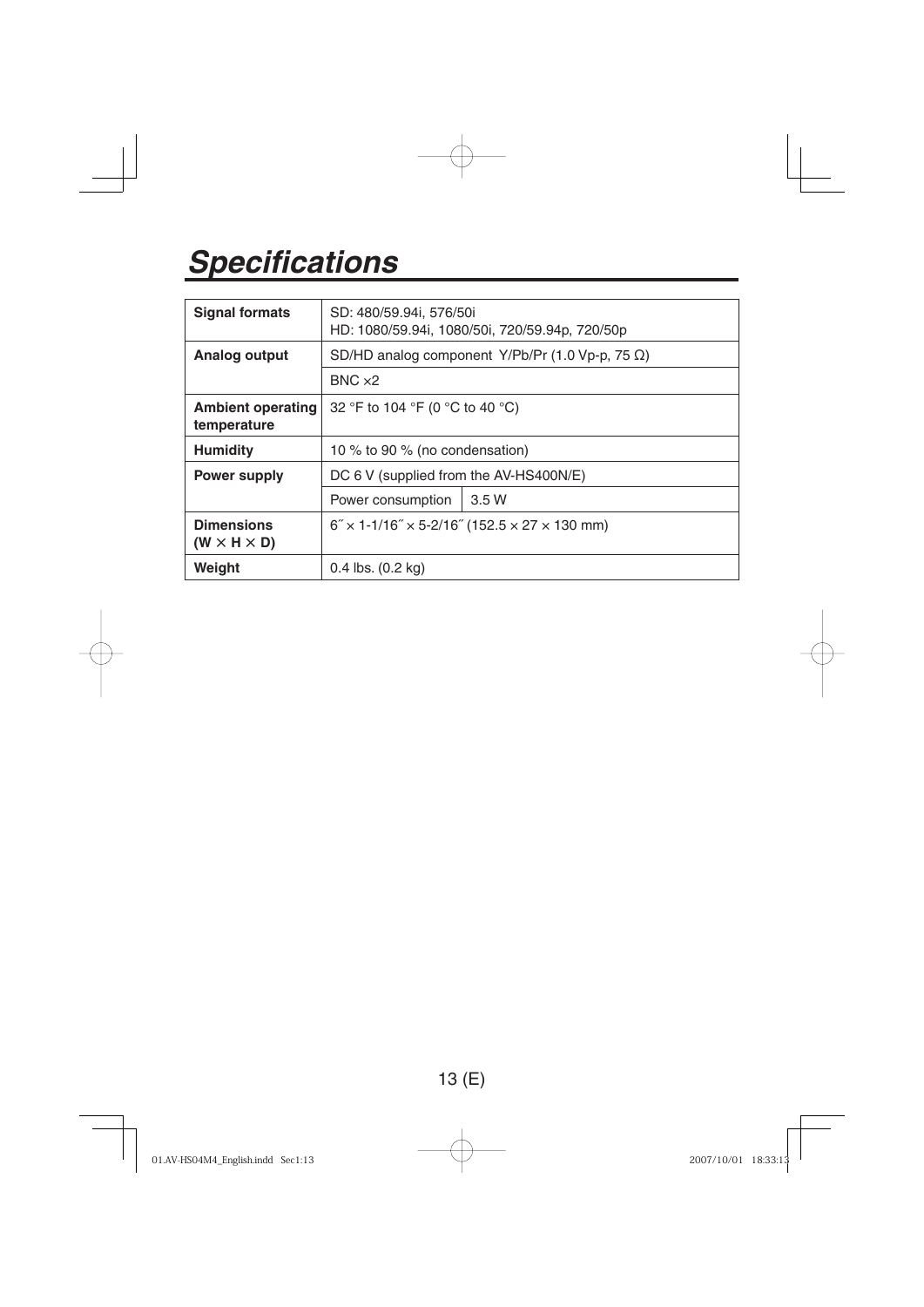# Specifications

| | | |
|---|---|---|
| **Signal formats** | SD: 480/59.94i, 576/50i<br>HD: 1080/59.94i, 1080/50i, 720/59.94p, 720/50p | |
| **Analog output** | SD/HD analog component Y/Pb/Pr (1.0 Vp-p, 75 Ω) | |
| | BNC ×2 | |
| **Ambient operating temperature** | 32 °F to 104 °F (0 °C to 40 °C) | |
| **Humidity** | 10 % to 90 % (no condensation) | |
| **Power supply** | DC 6 V (supplied from the AV-HS400N/E) | |
| | Power consumption | 3.5 W |
| **Dimensions (W × H × D)** | 6″ × 1-1/16″ × 5-2/16″ (152.5 × 27 × 130 mm) | |
| **Weight** | 0.4 lbs. (0.2 kg) | |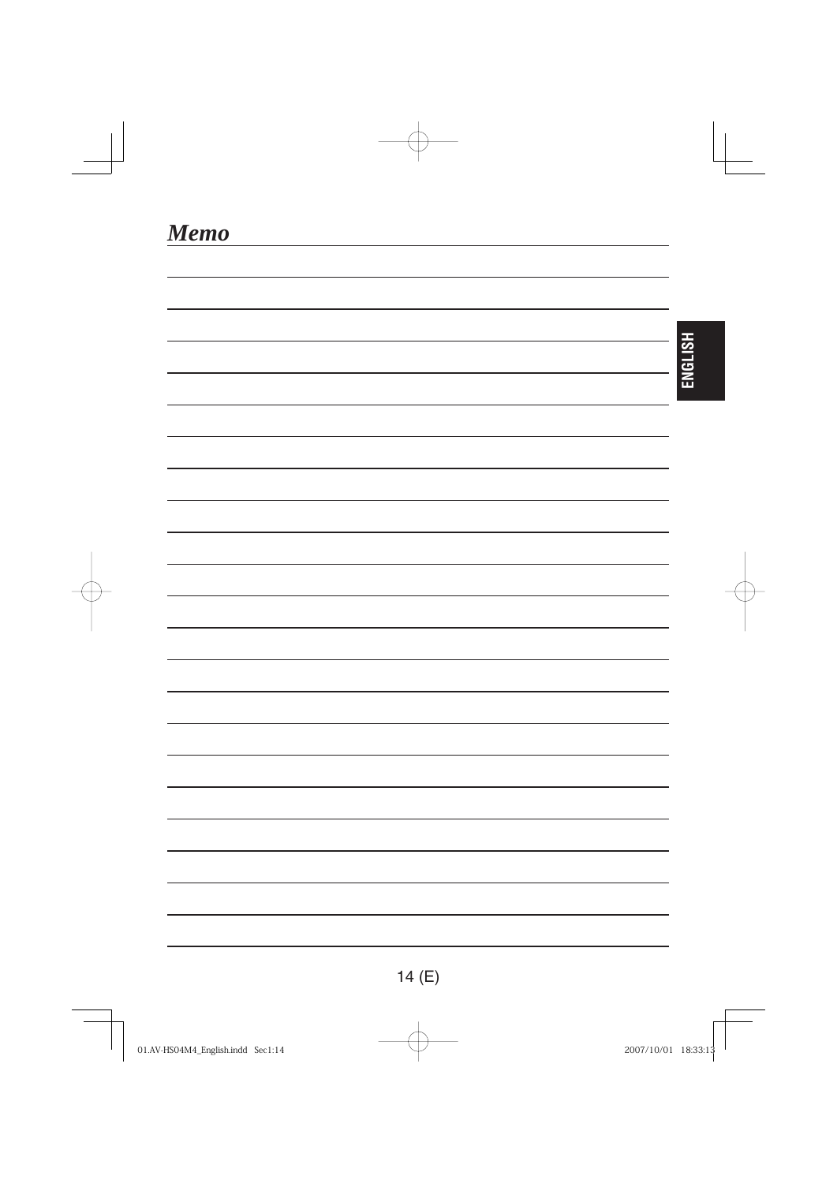# *Memo*

ENGLISH